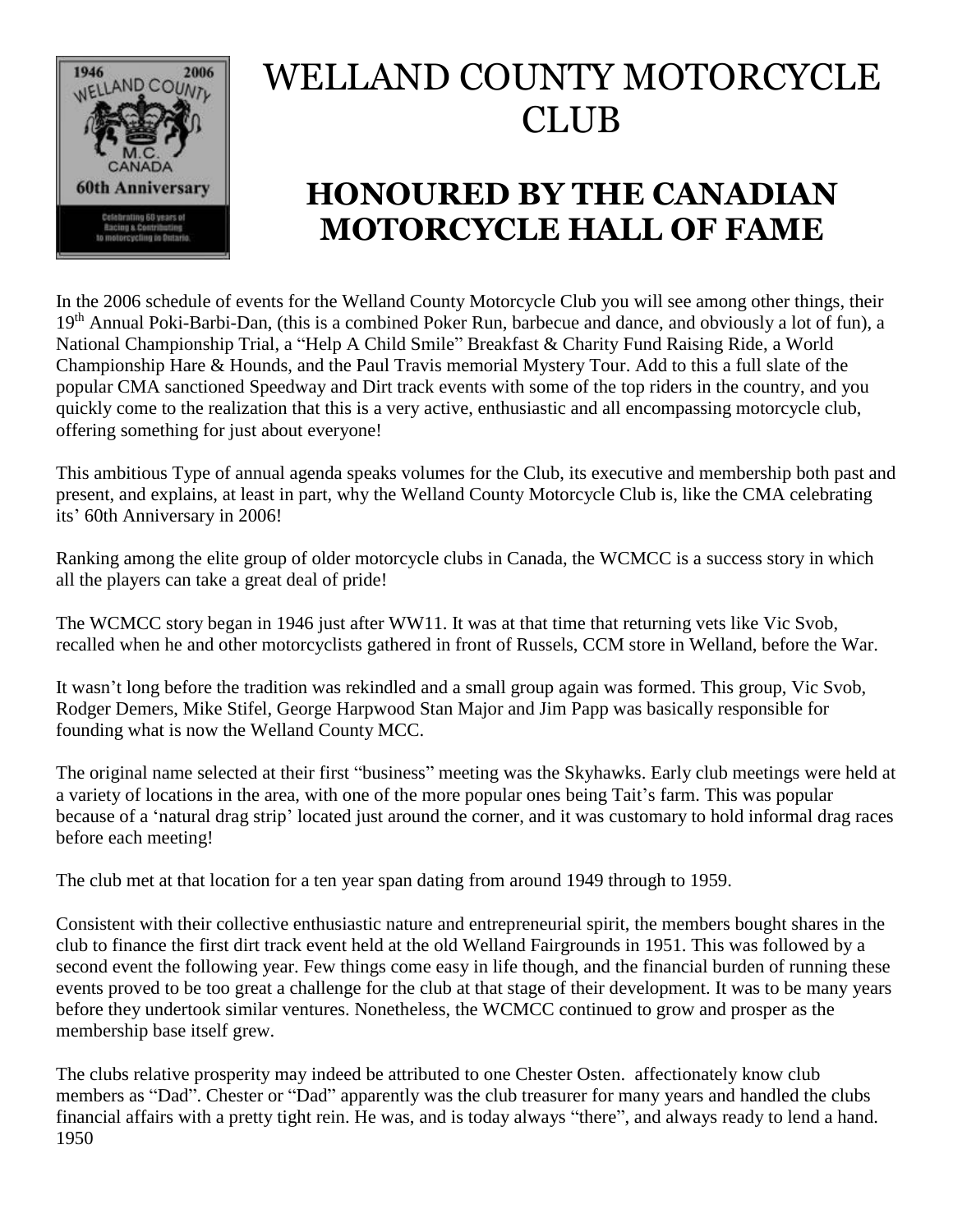# WELLAND COUNTY MOTORCYCLE CLUB

## HONOURED BY THE CANADIAN MOTORCYCLE HALL OF FAME

In the 2006 schedule of events for the Welland County Motorcycle Club you will see among other things, their 19th Annual Poki-Barbi-Dan, (this is a combined Poker Run, barbecue and dance, and obviously a lot of fun), a National Championship Trial, a "Help A Child Smile" Breakfast & Charity Fund Raising Ride, a World Championship Hare & Hounds, and the Paul Travis memorial Mystery Tour. Add to this a full slate of the popular CMA sanctioned Speedway and Dirt track events with some of the top riders in the country, and you quickly come to the realization that this is a very active, enthusiastic and all encompassing motorcycle club, offering something for just about everyone!

This ambitious Type of annual agenda speaks volumes for the Club, its executive and membership both past and present, and explains, at least in part, why the Welland County Motorcycle Club is, like the CMA celebrating its' 60th Anniversary in 2006!

Ranking among the elite group of older motorcycle clubs in Canada, the WCMCC is a success story in which all the players can take a great deal of pride!

The WCMCC story began in 1946 just after WW11. It was at that time that returning vets like Vic Svob, recalled when he and other motorcyclists gathered in front of Russels, CCM store in Welland, before the War.

It wasn't long before the tradition was rekindled and a small group again was formed. This group, Vic Svob, Rodger Demers, Mike Stifel, George Harpwood Stan Major and Jim Papp was basically responsible for founding what is now the Welland County MCC.

The original name selected at their first "business" meeting was the Skyhawks. Early club meetings were held at a variety of locations in the area, with one of the more popular ones being Tait's farm. This was popular because of a 'natural drag strip' located just around the corner, and it was customary to hold informal drag races before each meeting!

The club met at that location for a ten year span dating from around 1949 through to 1959.

Consistent with their collective enthusiastic nature and entrepreneurial spirit, the members bought shares in the club to finance the first dirt track event held at the old Welland Fairgrounds in 1951. This was followed by a second event the following year. Few things come easy in life though, and the financial burden of running these events proved to be too great a challenge for the club at that stage of their development. It was to be many years before they undertook similar ventures. Nonetheless, the WCMCC continued to grow and prosper as the membership base itself grew.

The clubs relative prosperity may indeed be attributed to one Chester Osten. affectionately know club members as "Dad". Chester or "Dad" apparently was the club treasurer for many years and handled the clubs financial affairs with a pretty tight rein. He was, and is today always "there", and always ready to lend a hand. 1950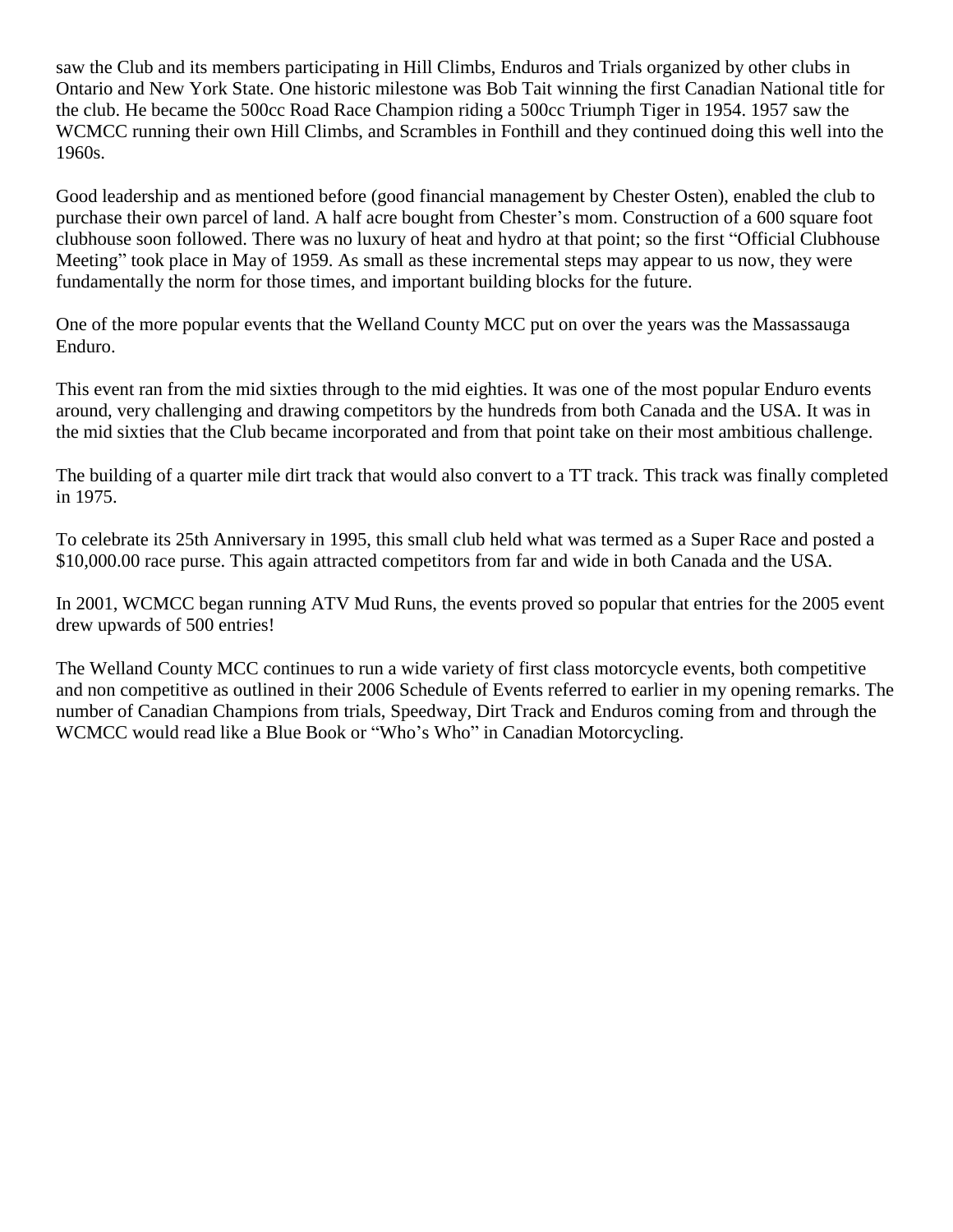saw the Club and its members participating in Hill Climbs, Enduros and Trials organized by other clubs in Ontario and New York State. One historic milestone was Bob Tait winning the first Canadian National title for the club. He became the 500cc Road Race Champion riding a 500cc Triumph Tiger in 1954. 1957 saw the WCMCC running their own Hill Climbs, and Scrambles in Fonthill and they continued doing this well into the 1960s.

Good leadership and as mentioned before (good financial management by Chester Osten), enabled the club to purchase their own parcel of land. A half acre bought from Chester's mom. Construction of a 600 square foot clubhouse soon followed. There was no luxury of heat and hydro at that point; so the first "Official Clubhouse Meeting" took place in May of 1959. As small as these incremental steps may appear to us now, they were fundamentally the norm for those times, and important building blocks for the future.

One of the more popular events that the Welland County MCC put on over the years was the Massassauga Enduro.

This event ran from the mid sixties through to the mid eighties. It was one of the most popular Enduro events around, very challenging and drawing competitors by the hundreds from both Canada and the USA. It was in the mid sixties that the Club became incorporated and from that point take on their most ambitious challenge.

The building of a quarter mile dirt track that would also convert to a TT track. This track was finally completed in 1975.

To celebrate its 25th Anniversary in 1995, this small club held what was termed as a Super Race and posted a $10,000.00 race purse. This again attracted competitors from far and wide in both Canada and the USA.

In 2001, WCMCC began running ATV Mud Runs, the events proved so popular that entries for the 2005 event drew upwards of 500 entries!

The Welland County MCC continues to run a wide variety of first class motorcycle events, both competitive and non competitive as outlined in their 2006 Schedule of Events referred to earlier in my opening remarks. The number of Canadian Champions from trials, Speedway, Dirt Track and Enduros coming from and through the WCMCC would read like a Blue Book or "Who's Who" in Canadian Motorcycling.